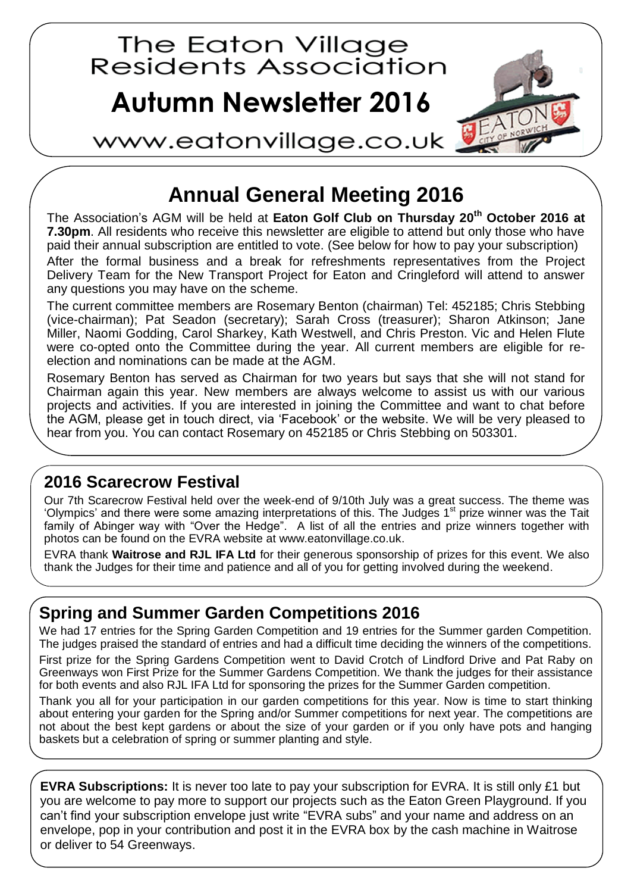# The Eaton Village Residents Association

# Autumn Newsletter 2016

www.eatonvillage.co.uk

## Annual General Meeting 2016

The Association's AGM will be held at **Eaton Golf Club on Thursday 20th October 2016 at 7.30pm**. All residents who receive this newsletter are eligible to attend but only those who have paid their annual subscription are entitled to vote. (See below for how to pay your subscription)

After the formal business and a break for refreshments representatives from the Project Delivery Team for the New Transport Project for Eaton and Cringleford will attend to answer any questions you may have on the scheme.

The current committee members are Rosemary Benton (chairman) Tel: 452185; Chris Stebbing (vice-chairman); Pat Seadon (secretary); Sarah Cross (treasurer); Sharon Atkinson; Jane Miller, Naomi Godding, Carol Sharkey, Kath Westwell, and Chris Preston. Vic and Helen Flute were co-opted onto the Committee during the year. All current members are eligible for re-election and nominations can be made at the AGM.

Rosemary Benton has served as Chairman for two years but says that she will not stand for Chairman again this year. New members are always welcome to assist us with our various projects and activities. If you are interested in joining the Committee and want to chat before the AGM, please get in touch direct, via 'Facebook' or the website. We will be very pleased to hear from you. You can contact Rosemary on 452185 or Chris Stebbing on 503301.

## 2016 Scarecrow Festival

Our 7th Scarecrow Festival held over the week-end of 9/10th July was a great success. The theme was 'Olympics' and there were some amazing interpretations of this. The Judges 1st prize winner was the Tait family of Abinger way with "Over the Hedge". A list of all the entries and prize winners together with photos can be found on the EVRA website at www.eatonvillage.co.uk.

EVRA thank **Waitrose and RJL IFA Ltd** for their generous sponsorship of prizes for this event. We also thank the Judges for their time and patience and all of you for getting involved during the weekend.

## Spring and Summer Garden Competitions 2016

We had 17 entries for the Spring Garden Competition and 19 entries for the Summer garden Competition. The judges praised the standard of entries and had a difficult time deciding the winners of the competitions.

First prize for the Spring Gardens Competition went to David Crotch of Lindford Drive and Pat Raby on Greenways won First Prize for the Summer Gardens Competition. We thank the judges for their assistance for both events and also RJL IFA Ltd for sponsoring the prizes for the Summer Garden competition.

Thank you all for your participation in our garden competitions for this year. Now is time to start thinking about entering your garden for the Spring and/or Summer competitions for next year. The competitions are not about the best kept gardens or about the size of your garden or if you only have pots and hanging baskets but a celebration of spring or summer planting and style.

**EVRA Subscriptions:** It is never too late to pay your subscription for EVRA. It is still only £1 but you are welcome to pay more to support our projects such as the Eaton Green Playground. If you can't find your subscription envelope just write "EVRA subs" and your name and address on an envelope, pop in your contribution and post it in the EVRA box by the cash machine in Waitrose or deliver to 54 Greenways.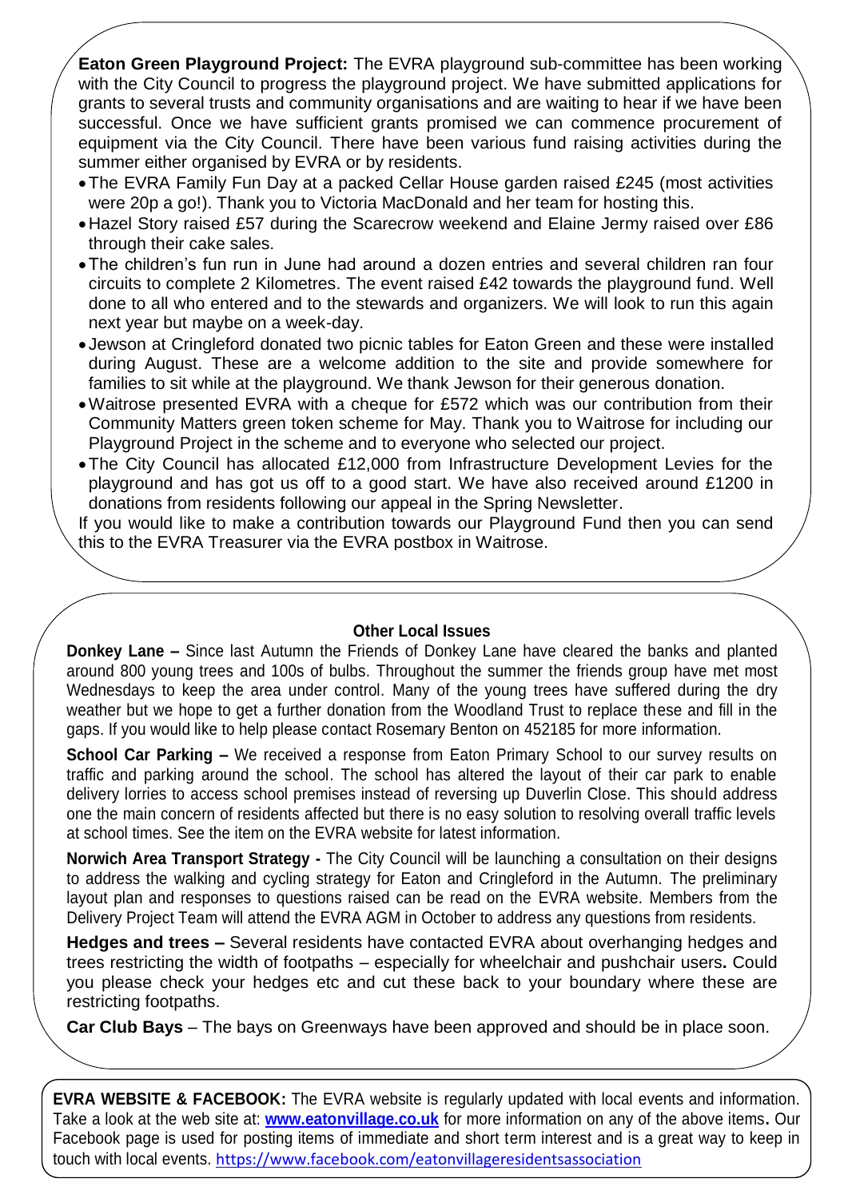**Eaton Green Playground Project:** The EVRA playground sub-committee has been working with the City Council to progress the playground project. We have submitted applications for grants to several trusts and community organisations and are waiting to hear if we have been successful. Once we have sufficient grants promised we can commence procurement of equipment via the City Council. There have been various fund raising activities during the summer either organised by EVRA or by residents.

- The EVRA Family Fun Day at a packed Cellar House garden raised £245 (most activities were 20p a go!). Thank you to Victoria MacDonald and her team for hosting this.
- Hazel Story raised £57 during the Scarecrow weekend and Elaine Jermy raised over £86 through their cake sales.
- The children's fun run in June had around a dozen entries and several children ran four circuits to complete 2 Kilometres. The event raised £42 towards the playground fund. Well done to all who entered and to the stewards and organizers. We will look to run this again next year but maybe on a week-day.
- Jewson at Cringleford donated two picnic tables for Eaton Green and these were installed during August. These are a welcome addition to the site and provide somewhere for families to sit while at the playground. We thank Jewson for their generous donation.
- Waitrose presented EVRA with a cheque for £572 which was our contribution from their Community Matters green token scheme for May. Thank you to Waitrose for including our Playground Project in the scheme and to everyone who selected our project.
- The City Council has allocated £12,000 from Infrastructure Development Levies for the playground and has got us off to a good start. We have also received around £1200 in donations from residents following our appeal in the Spring Newsletter.

If you would like to make a contribution towards our Playground Fund then you can send this to the EVRA Treasurer via the EVRA postbox in Waitrose.

## Other Local Issues

**Donkey Lane –** Since last Autumn the Friends of Donkey Lane have cleared the banks and planted around 800 young trees and 100s of bulbs. Throughout the summer the friends group have met most Wednesdays to keep the area under control. Many of the young trees have suffered during the dry weather but we hope to get a further donation from the Woodland Trust to replace these and fill in the gaps. If you would like to help please contact Rosemary Benton on 452185 for more information.

**School Car Parking –** We received a response from Eaton Primary School to our survey results on traffic and parking around the school. The school has altered the layout of their car park to enable delivery lorries to access school premises instead of reversing up Duverlin Close. This should address one the main concern of residents affected but there is no easy solution to resolving overall traffic levels at school times. See the item on the EVRA website for latest information.

**Norwich Area Transport Strategy -** The City Council will be launching a consultation on their designs to address the walking and cycling strategy for Eaton and Cringleford in the Autumn. The preliminary layout plan and responses to questions raised can be read on the EVRA website. Members from the Delivery Project Team will attend the EVRA AGM in October to address any questions from residents.

**Hedges and trees –** Several residents have contacted EVRA about overhanging hedges and trees restricting the width of footpaths – especially for wheelchair and pushchair users**.** Could you please check your hedges etc and cut these back to your boundary where these are restricting footpaths.

**Car Club Bays** – The bays on Greenways have been approved and should be in place soon.

**EVRA WEBSITE & FACEBOOK:** The EVRA website is regularly updated with local events and information. Take a look at the web site at: **[www.eatonvillage.co.uk](http://www.eatonvillage.co.uk)** for more information on any of the above items**.** Our Facebook page is used for posting items of immediate and short term interest and is a great way to keep in touch with local events. https://www.facebook.com/eatonvillageresidentsassociation